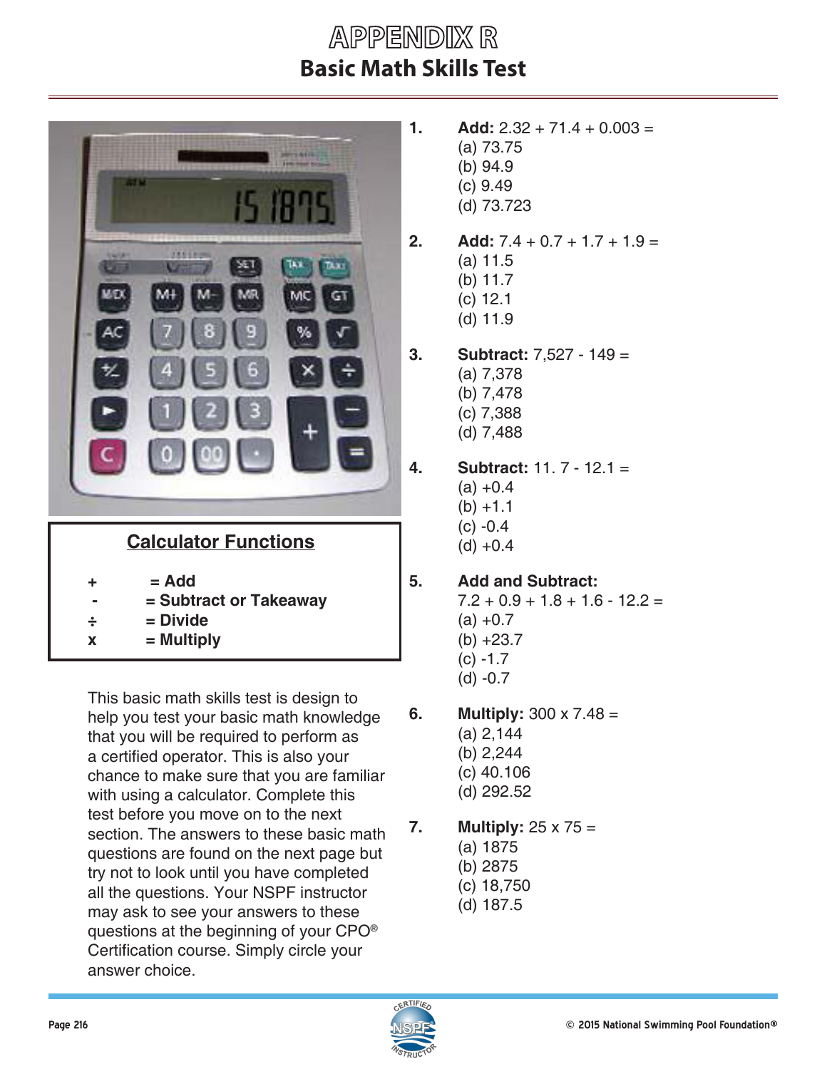# APPENDIX R

## Basic Math Skills Test

### Calculator Functions

| | |
|---|---|
| **+** | **= Add** |
| **-** | **= Subtract or Takeaway** |
| **÷** | **= Divide** |
| **x** | **= Multiply** |

This basic math skills test is design to help you test your basic math knowledge that you will be required to perform as a certified operator. This is also your chance to make sure that you are familiar with using a calculator. Complete this test before you move on to the next section. The answers to these basic math questions are found on the next page but try not to look until you have completed all the questions. Your NSPF instructor may ask to see your answers to these questions at the beginning of your CPO® Certification course. Simply circle your answer choice.

**1.** **Add:** 2.32 + 71.4 + 0.003 =
(a) 73.75
(b) 94.9
(c) 9.49
(d) 73.723

**2.** **Add:** 7.4 + 0.7 + 1.7 + 1.9 =
(a) 11.5
(b) 11.7
(c) 12.1
(d) 11.9

**3.** **Subtract:** 7,527 - 149 =
(a) 7,378
(b) 7,478
(c) 7,388
(d) 7,488

**4.** **Subtract:** 11. 7 - 12.1 =
(a) +0.4
(b) +1.1
(c) -0.4
(d) +0.4

**5.** **Add and Subtract:**
7.2 + 0.9 + 1.8 + 1.6 - 12.2 =
(a) +0.7
(b) +23.7
(c) -1.7
(d) -0.7

**6.** **Multiply:** 300 x 7.48 =
(a) 2,144
(b) 2,244
(c) 40.106
(d) 292.52

**7.** **Multiply:** 25 x 75 =
(a) 1875
(b) 2875
(c) 18,750
(d) 187.5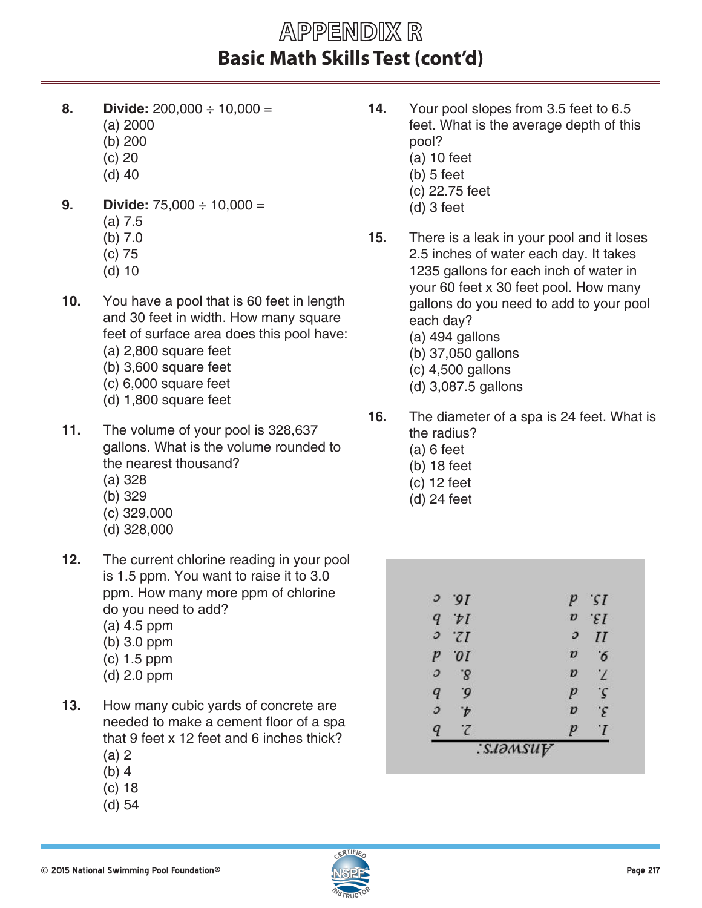# APPENDIX R

## Basic Math Skills Test (cont'd)

**8.** **Divide:** 200,000 ÷ 10,000 =
(a) 2000
(b) 200
(c) 20
(d) 40

**9.** **Divide:** 75,000 ÷ 10,000 =
(a) 7.5
(b) 7.0
(c) 75
(d) 10

**10.** You have a pool that is 60 feet in length and 30 feet in width. How many square feet of surface area does this pool have:
(a) 2,800 square feet
(b) 3,600 square feet
(c) 6,000 square feet
(d) 1,800 square feet

**11.** The volume of your pool is 328,637 gallons. What is the volume rounded to the nearest thousand?
(a) 328
(b) 329
(c) 329,000
(d) 328,000

**12.** The current chlorine reading in your pool is 1.5 ppm. You want to raise it to 3.0 ppm. How many more ppm of chlorine do you need to add?
(a) 4.5 ppm
(b) 3.0 ppm
(c) 1.5 ppm
(d) 2.0 ppm

**13.** How many cubic yards of concrete are needed to make a cement floor of a spa that 9 feet x 12 feet and 6 inches thick?
(a) 2
(b) 4
(c) 18
(d) 54

**14.** Your pool slopes from 3.5 feet to 6.5 feet. What is the average depth of this pool?
(a) 10 feet
(b) 5 feet
(c) 22.75 feet
(d) 3 feet

**15.** There is a leak in your pool and it loses 2.5 inches of water each day. It takes 1235 gallons for each inch of water in your 60 feet x 30 feet pool. How many gallons do you need to add to your pool each day?
(a) 494 gallons
(b) 37,050 gallons
(c) 4,500 gallons
(d) 3,087.5 gallons

**16.** The diameter of a spa is 24 feet. What is the radius?
(a) 6 feet
(b) 18 feet
(c) 12 feet
(d) 24 feet

*Answers:*

| | |
|---|---|
| 1. d | 2. b |
| 3. a | 4. c |
| 5. d | 6. b |
| 7. a | 8. c |
| 9. a | 10. d |
| 11. c | 12. c |
| 13. a | 14. b |
| 15. d | 16. c |